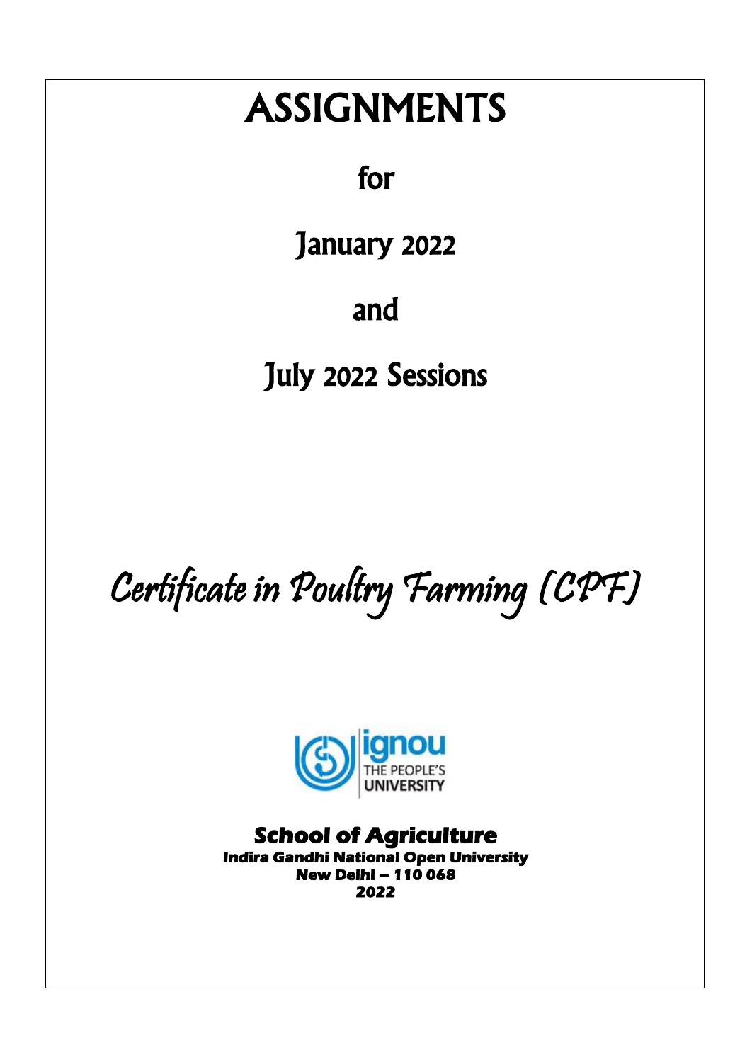# ASSIGNMENTS

for

January 2022

and

July 2022 Sessions

## *Certificate in Poultry Farming (CPF)*

ignou
THE PEOPLE'S
UNIVERSITY

**School of Agriculture**
**Indira Gandhi National Open University**
**New Delhi – 110 068**
**2022**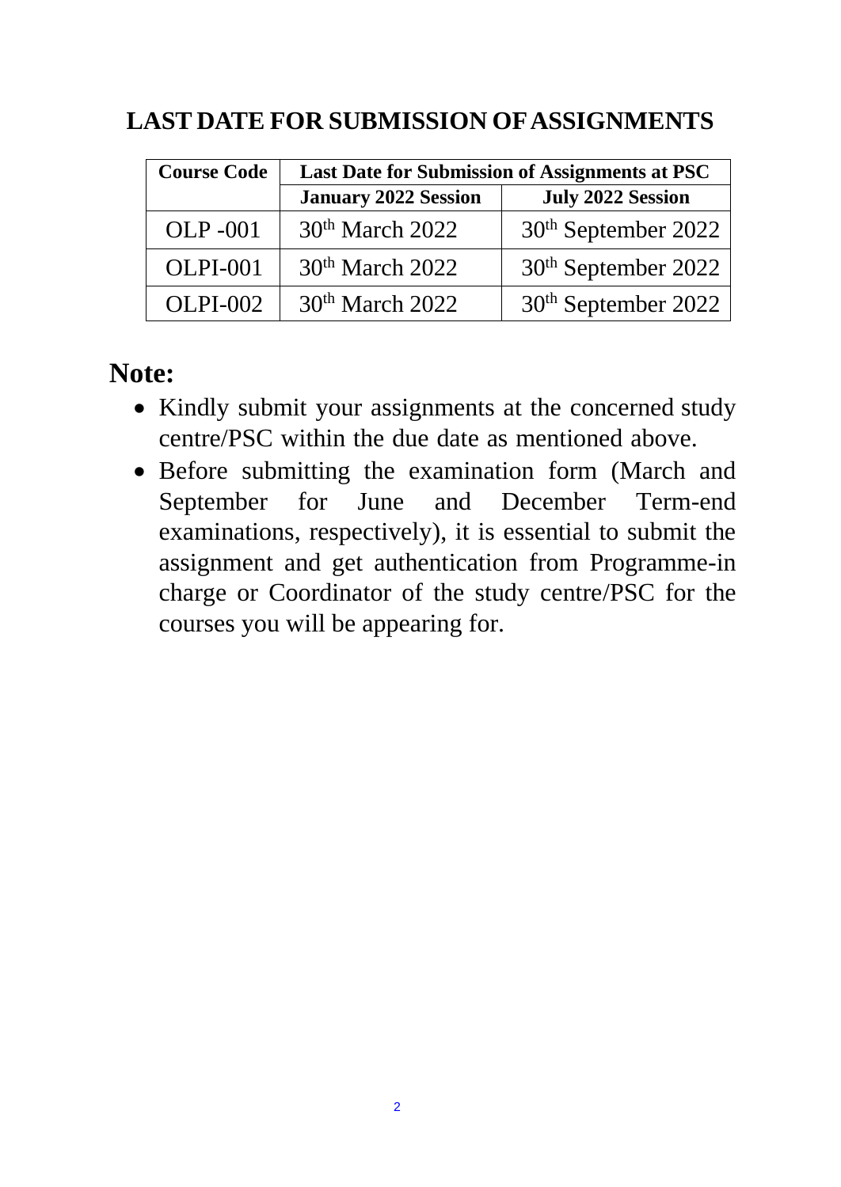## LAST DATE FOR SUBMISSION OF ASSIGNMENTS

| Course Code | Last Date for Submission of Assignments at PSC | |
|---|---|---|
| | **January 2022 Session** | **July 2022 Session** |
| OLP -001 | 30th March 2022 | 30th September 2022 |
| OLPI-001 | 30th March 2022 | 30th September 2022 |
| OLPI-002 | 30th March 2022 | 30th September 2022 |

## Note:

- Kindly submit your assignments at the concerned study centre/PSC within the due date as mentioned above.
- Before submitting the examination form (March and September for June and December Term-end examinations, respectively), it is essential to submit the assignment and get authentication from Programme-in charge or Coordinator of the study centre/PSC for the courses you will be appearing for.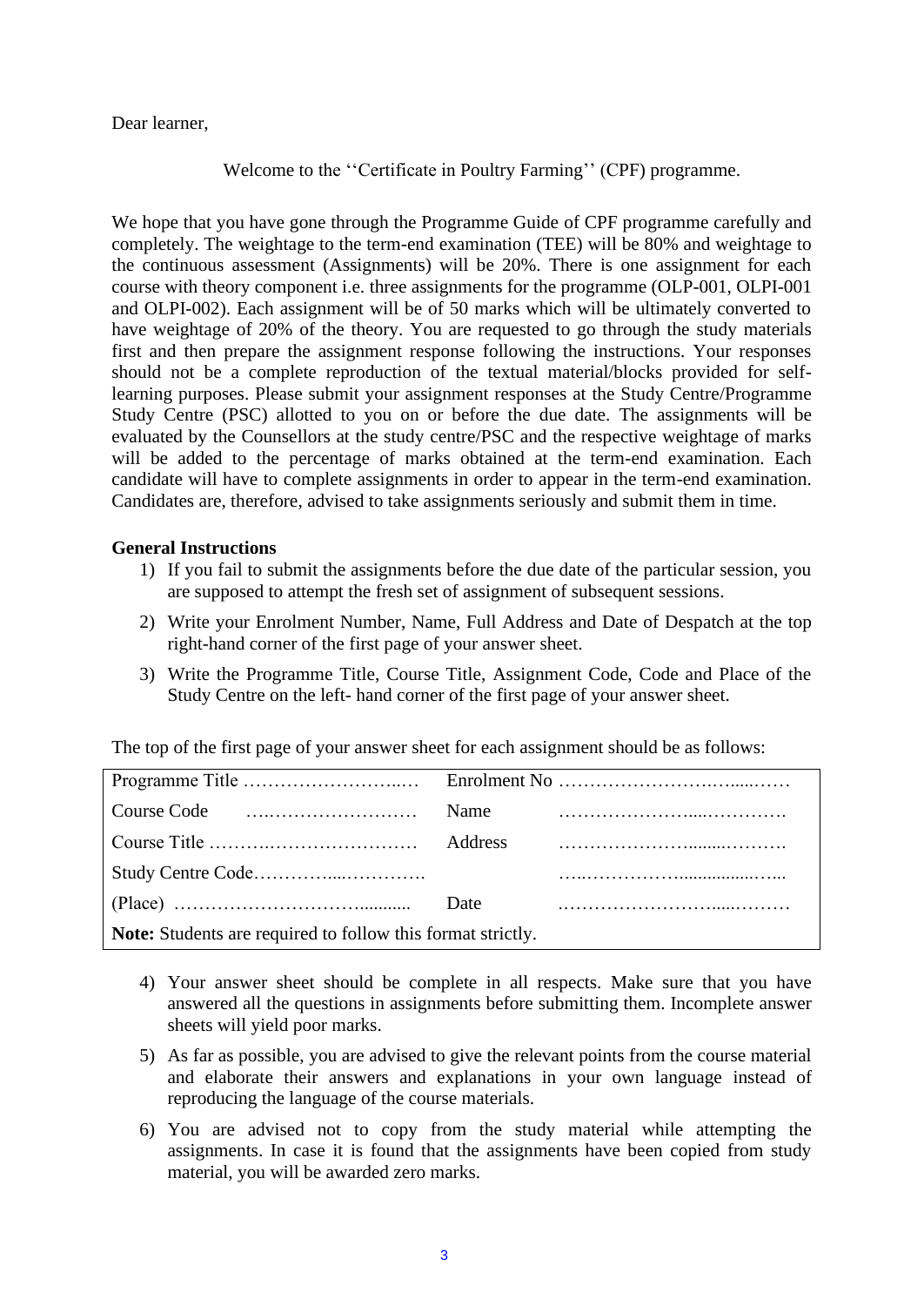Dear learner,

Welcome to the ''Certificate in Poultry Farming'' (CPF) programme.

We hope that you have gone through the Programme Guide of CPF programme carefully and completely. The weightage to the term-end examination (TEE) will be 80% and weightage to the continuous assessment (Assignments) will be 20%. There is one assignment for each course with theory component i.e. three assignments for the programme (OLP-001, OLPI-001 and OLPI-002). Each assignment will be of 50 marks which will be ultimately converted to have weightage of 20% of the theory. You are requested to go through the study materials first and then prepare the assignment response following the instructions. Your responses should not be a complete reproduction of the textual material/blocks provided for self-learning purposes. Please submit your assignment responses at the Study Centre/Programme Study Centre (PSC) allotted to you on or before the due date. The assignments will be evaluated by the Counsellors at the study centre/PSC and the respective weightage of marks will be added to the percentage of marks obtained at the term-end examination. Each candidate will have to complete assignments in order to appear in the term-end examination. Candidates are, therefore, advised to take assignments seriously and submit them in time.

**General Instructions**

1) If you fail to submit the assignments before the due date of the particular session, you are supposed to attempt the fresh set of assignment of subsequent sessions.
2) Write your Enrolment Number, Name, Full Address and Date of Despatch at the top right-hand corner of the first page of your answer sheet.
3) Write the Programme Title, Course Title, Assignment Code, Code and Place of the Study Centre on the left- hand corner of the first page of your answer sheet.

The top of the first page of your answer sheet for each assignment should be as follows:

| Programme Title ……………………..… | Enrolment No ……………………………… |
|---|---|
| Course Code …..…………………… | Name …………………….…………. |
| Course Title ……….…………………… | Address …………………..…….………. |
| Study Centre Code…………....…………. | …..……………...............….. |
| (Place) …………………………........... | Date ………………………....……… |
| **Note:** Students are required to follow this format strictly. | |

4) Your answer sheet should be complete in all respects. Make sure that you have answered all the questions in assignments before submitting them. Incomplete answer sheets will yield poor marks.
5) As far as possible, you are advised to give the relevant points from the course material and elaborate their answers and explanations in your own language instead of reproducing the language of the course materials.
6) You are advised not to copy from the study material while attempting the assignments. In case it is found that the assignments have been copied from study material, you will be awarded zero marks.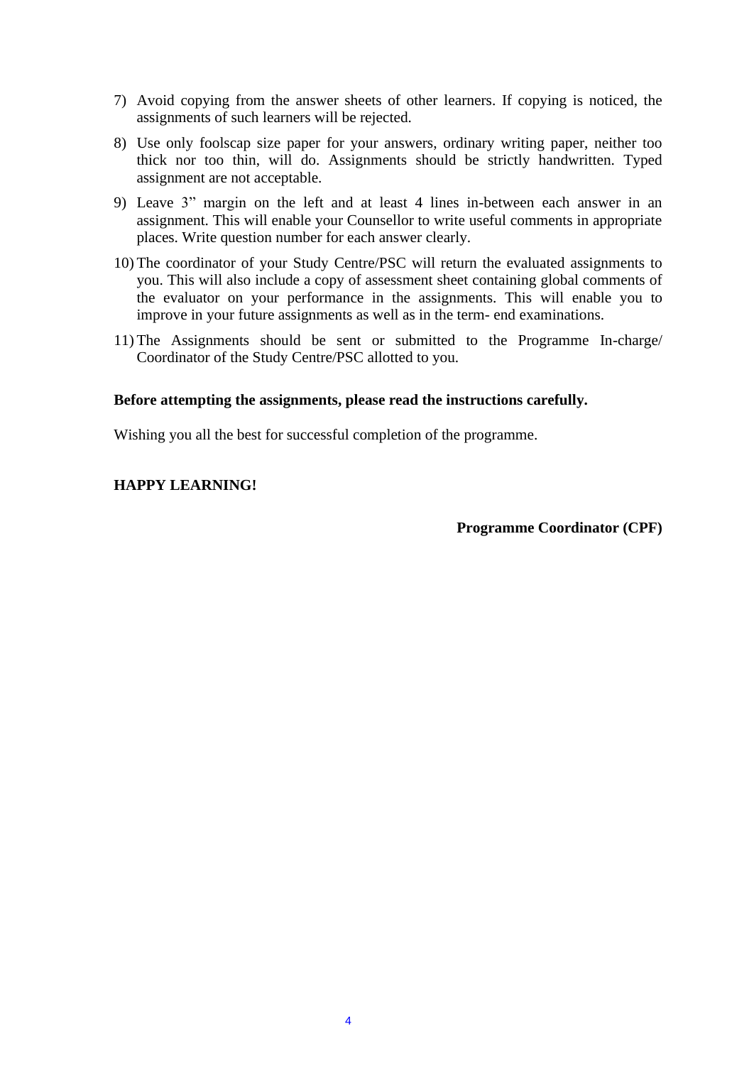7) Avoid copying from the answer sheets of other learners. If copying is noticed, the assignments of such learners will be rejected.

8) Use only foolscap size paper for your answers, ordinary writing paper, neither too thick nor too thin, will do. Assignments should be strictly handwritten. Typed assignment are not acceptable.

9) Leave 3” margin on the left and at least 4 lines in-between each answer in an assignment. This will enable your Counsellor to write useful comments in appropriate places. Write question number for each answer clearly.

10) The coordinator of your Study Centre/PSC will return the evaluated assignments to you. This will also include a copy of assessment sheet containing global comments of the evaluator on your performance in the assignments. This will enable you to improve in your future assignments as well as in the term- end examinations.

11) The Assignments should be sent or submitted to the Programme In-charge/ Coordinator of the Study Centre/PSC allotted to you.

**Before attempting the assignments, please read the instructions carefully.**

Wishing you all the best for successful completion of the programme.

**HAPPY LEARNING!**

**Programme Coordinator (CPF)**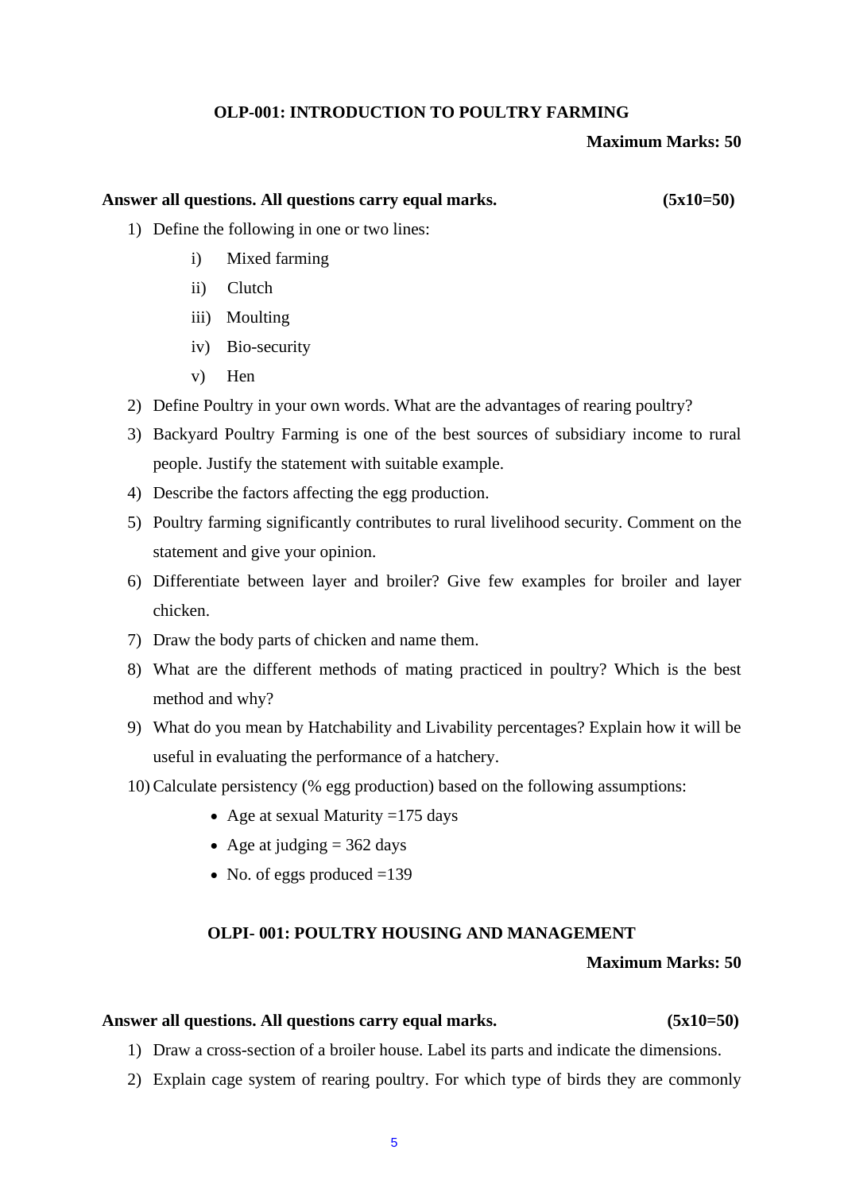## OLP-001: INTRODUCTION TO POULTRY FARMING

**Maximum Marks: 50**

**Answer all questions. All questions carry equal marks.** **(5x10=50)**

1) Define the following in one or two lines:
   i) Mixed farming
   ii) Clutch
   iii) Moulting
   iv) Bio-security
   v) Hen
2) Define Poultry in your own words. What are the advantages of rearing poultry?
3) Backyard Poultry Farming is one of the best sources of subsidiary income to rural people. Justify the statement with suitable example.
4) Describe the factors affecting the egg production.
5) Poultry farming significantly contributes to rural livelihood security. Comment on the statement and give your opinion.
6) Differentiate between layer and broiler? Give few examples for broiler and layer chicken.
7) Draw the body parts of chicken and name them.
8) What are the different methods of mating practiced in poultry? Which is the best method and why?
9) What do you mean by Hatchability and Livability percentages? Explain how it will be useful in evaluating the performance of a hatchery.
10) Calculate persistency (% egg production) based on the following assumptions:
    - Age at sexual Maturity =175 days
    - Age at judging = 362 days
    - No. of eggs produced =139

## OLPI- 001: POULTRY HOUSING AND MANAGEMENT

**Maximum Marks: 50**

**Answer all questions. All questions carry equal marks.** **(5x10=50)**

1) Draw a cross-section of a broiler house. Label its parts and indicate the dimensions.
2) Explain cage system of rearing poultry. For which type of birds they are commonly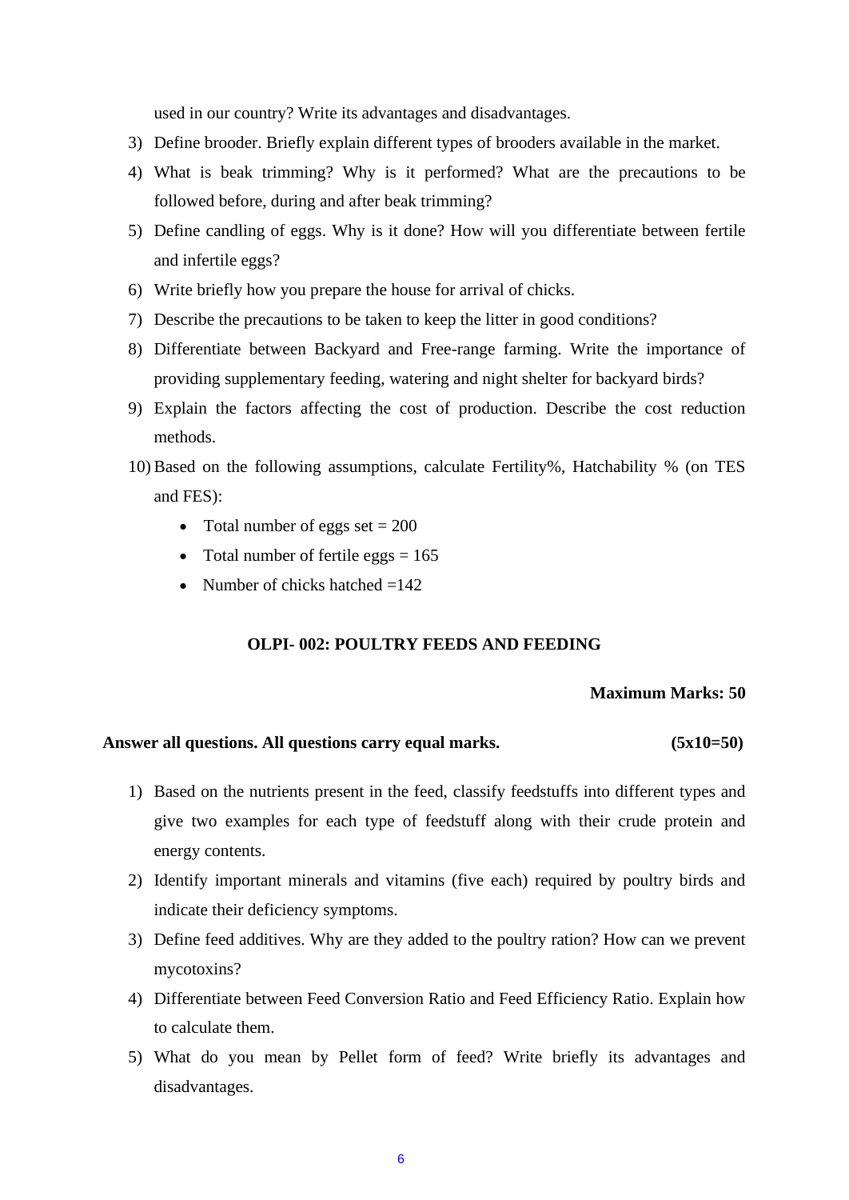used in our country? Write its advantages and disadvantages.

3) Define brooder. Briefly explain different types of brooders available in the market.
4) What is beak trimming? Why is it performed? What are the precautions to be followed before, during and after beak trimming?
5) Define candling of eggs. Why is it done? How will you differentiate between fertile and infertile eggs?
6) Write briefly how you prepare the house for arrival of chicks.
7) Describe the precautions to be taken to keep the litter in good conditions?
8) Differentiate between Backyard and Free-range farming. Write the importance of providing supplementary feeding, watering and night shelter for backyard birds?
9) Explain the factors affecting the cost of production. Describe the cost reduction methods.
10) Based on the following assumptions, calculate Fertility%, Hatchability % (on TES and FES):
    - Total number of eggs set = 200
    - Total number of fertile eggs = 165
    - Number of chicks hatched =142

## OLPI- 002: POULTRY FEEDS AND FEEDING

**Maximum Marks: 50**

**Answer all questions. All questions carry equal marks. (5x10=50)**

1) Based on the nutrients present in the feed, classify feedstuffs into different types and give two examples for each type of feedstuff along with their crude protein and energy contents.
2) Identify important minerals and vitamins (five each) required by poultry birds and indicate their deficiency symptoms.
3) Define feed additives. Why are they added to the poultry ration? How can we prevent mycotoxins?
4) Differentiate between Feed Conversion Ratio and Feed Efficiency Ratio. Explain how to calculate them.
5) What do you mean by Pellet form of feed? Write briefly its advantages and disadvantages.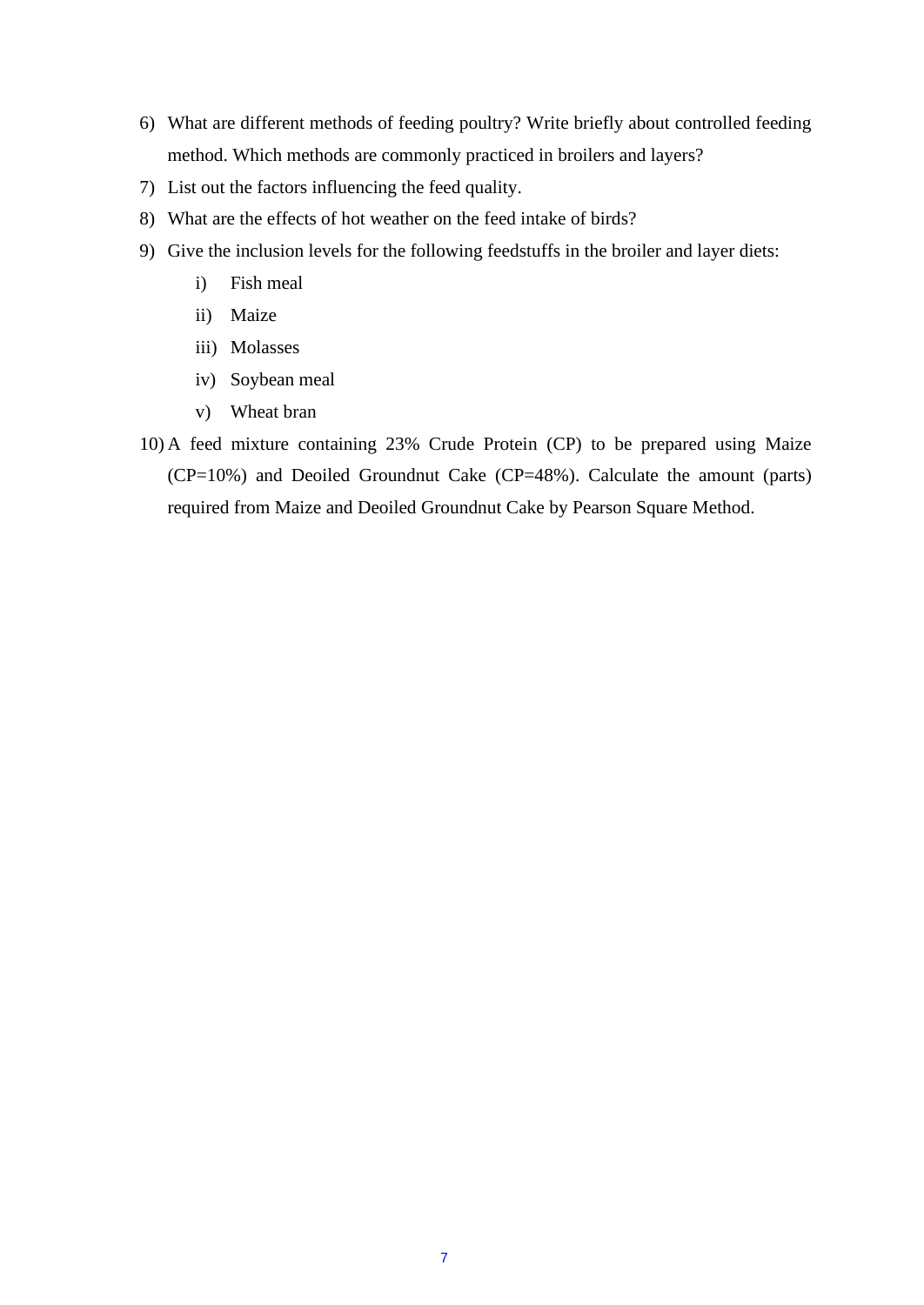6) What are different methods of feeding poultry? Write briefly about controlled feeding method. Which methods are commonly practiced in broilers and layers?
7) List out the factors influencing the feed quality.
8) What are the effects of hot weather on the feed intake of birds?
9) Give the inclusion levels for the following feedstuffs in the broiler and layer diets:
   i) Fish meal
   ii) Maize
   iii) Molasses
   iv) Soybean meal
   v) Wheat bran
10) A feed mixture containing 23% Crude Protein (CP) to be prepared using Maize (CP=10%) and Deoiled Groundnut Cake (CP=48%). Calculate the amount (parts) required from Maize and Deoiled Groundnut Cake by Pearson Square Method.